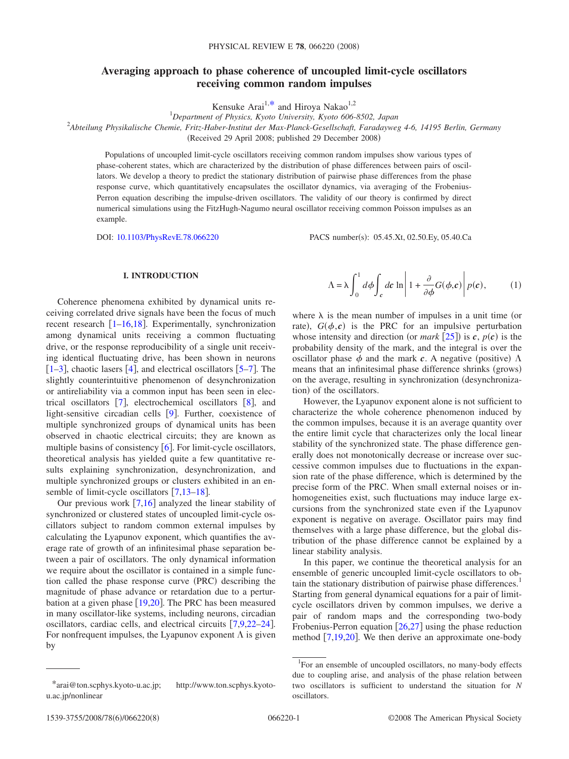# Averaging approach to phase coherence of uncoupled limit-cycle oscillators receiving common random impulses

Kensuke Arai[1,*] and Hiroya Nakao[1,2]

[1]*Department of Physics, Kyoto University, Kyoto 606-8502, Japan*

[2]*Abteilung Physikalische Chemie, Fritz-Haber-Institut der Max-Planck-Gesellschaft, Faradayweg 4-6, 14195 Berlin, Germany*

(Received 29 April 2008; published 29 December 2008)

Populations of uncoupled limit-cycle oscillators receiving common random impulses show various types of phase-coherent states, which are characterized by the distribution of phase differences between pairs of oscillators. We develop a theory to predict the stationary distribution of pairwise phase differences from the phase response curve, which quantitatively encapsulates the oscillator dynamics, via averaging of the Frobenius-Perron equation describing the impulse-driven oscillators. The validity of our theory is confirmed by direct numerical simulations using the FitzHugh-Nagumo neural oscillator receiving common Poisson impulses as an example.

DOI: 10.1103/PhysRevE.78.066220 PACS number(s): 05.45.Xt, 02.50.Ey, 05.40.Ca

## I. INTRODUCTION

Coherence phenomena exhibited by dynamical units receiving correlated drive signals have been the focus of much recent research [1–16,18]. Experimentally, synchronization among dynamical units receiving a common fluctuating drive, or the response reproducibility of a single unit receiving identical fluctuating drive, has been shown in neurons [1–3], chaotic lasers [4], and electrical oscillators [5–7]. The slightly counterintuitive phenomenon of desynchronization or antireliability via a common input has been seen in electrical oscillators [7], electrochemical oscillators [8], and light-sensitive circadian cells [9]. Further, coexistence of multiple synchronized groups of dynamical units has been observed in chaotic electrical circuits; they are known as multiple basins of consistency [6]. For limit-cycle oscillators, theoretical analysis has yielded quite a few quantitative results explaining synchronization, desynchronization, and multiple synchronized groups or clusters exhibited in an ensemble of limit-cycle oscillators [7,13–18].

Our previous work [7,16] analyzed the linear stability of synchronized or clustered states of uncoupled limit-cycle oscillators subject to random common external impulses by calculating the Lyapunov exponent, which quantifies the average rate of growth of an infinitesimal phase separation between a pair of oscillators. The only dynamical information we require about the oscillator is contained in a simple function called the phase response curve (PRC) describing the magnitude of phase advance or retardation due to a perturbation at a given phase [19,20]. The PRC has been measured in many oscillator-like systems, including neurons, circadian oscillators, cardiac cells, and electrical circuits [7,9,22–24]. For nonfrequent impulses, the Lyapunov exponent $\Lambda$ is given by

$$\Lambda = \lambda \int_0^1 d\phi \int_{\boldsymbol{c}} d\boldsymbol{c} \ln \left| 1 + \frac{\partial}{\partial \phi} G(\phi, \boldsymbol{c}) \right| p(\boldsymbol{c}), \tag{1}$$

where $\lambda$ is the mean number of impulses in a unit time (or rate), $G(\phi, \boldsymbol{c})$ is the PRC for an impulsive perturbation whose intensity and direction (or *mark* [25]) is $\boldsymbol{c}$, $p(\boldsymbol{c})$ is the probability density of the mark, and the integral is over the oscillator phase $\phi$ and the mark $\boldsymbol{c}$. A negative (positive) $\Lambda$ means that an infinitesimal phase difference shrinks (grows) on the average, resulting in synchronization (desynchronization) of the oscillators.

However, the Lyapunov exponent alone is not sufficient to characterize the whole coherence phenomenon induced by the common impulses, because it is an average quantity over the entire limit cycle that characterizes only the local linear stability of the synchronized state. The phase difference generally does not monotonically decrease or increase over successive common impulses due to fluctuations in the expansion rate of the phase difference, which is determined by the precise form of the PRC. When small external noises or inhomogeneities exist, such fluctuations may induce large excursions from the synchronized state even if the Lyapunov exponent is negative on average. Oscillator pairs may find themselves with a large phase difference, but the global distribution of the phase difference cannot be explained by a linear stability analysis.

In this paper, we continue the theoretical analysis for an ensemble of generic uncoupled limit-cycle oscillators to obtain the stationary distribution of pairwise phase differences.[1] Starting from general dynamical equations for a pair of limit-cycle oscillators driven by common impulses, we derive a pair of random maps and the corresponding two-body Frobenius-Perron equation [26,27] using the phase reduction method [7,19,20]. We then derive an approximate one-body

---

[*] arai@ton.scphys.kyoto-u.ac.jp; http://www.ton.scphys.kyoto-u.ac.jp/nonlinear

[1] For an ensemble of uncoupled oscillators, no many-body effects due to coupling arise, and analysis of the phase relation between two oscillators is sufficient to understand the situation for $N$ oscillators.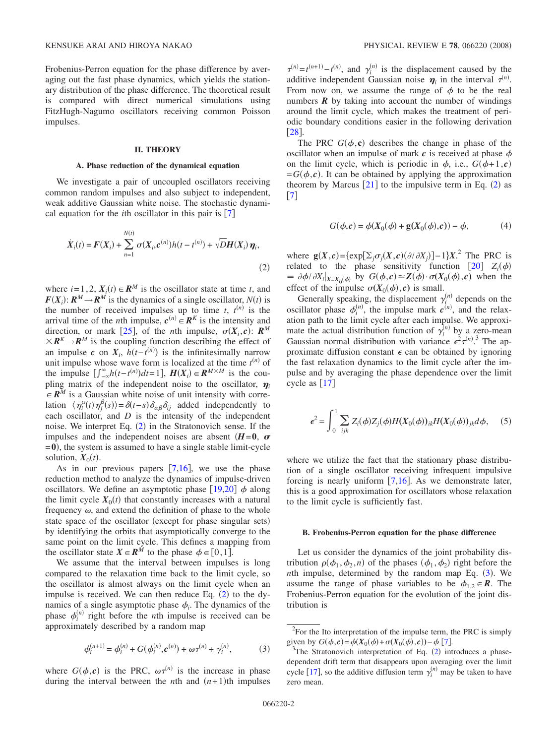Frobenius-Perron equation for the phase difference by averaging out the fast phase dynamics, which yields the stationary distribution of the phase difference. The theoretical result is compared with direct numerical simulations using FitzHugh-Nagumo oscillators receiving common Poisson impulses.

## II. THEORY

### A. Phase reduction of the dynamical equation

We investigate a pair of uncoupled oscillators receiving common random impulses and also subject to independent, weak additive Gaussian white noise. The stochastic dynamical equation for the $i$th oscillator in this pair is [7]

$$\dot{\boldsymbol{X}}_i(t) = \boldsymbol{F}(\boldsymbol{X}_i) + \sum_{n=1}^{N(t)} \boldsymbol{\sigma}(\boldsymbol{X}_i, \boldsymbol{c}^{(n)}) h(t - t^{(n)}) + \sqrt{D}\boldsymbol{H}(\boldsymbol{X}_i)\boldsymbol{\eta}_i, \tag{2}$$

where $i = 1, 2$, $\boldsymbol{X}_i(t) \in \boldsymbol{R}^M$ is the oscillator state at time $t$, and $\boldsymbol{F}(\boldsymbol{X}_i)$: $\boldsymbol{R}^M \to \boldsymbol{R}^M$ is the dynamics of a single oscillator, $N(t)$ is the number of received impulses up to time $t$, $t^{(n)}$ is the arrival time of the $n$th impulse, $\boldsymbol{c}^{(n)} \in \boldsymbol{R}^K$ is the intensity and direction, or mark [25], of the $n$th impulse, $\boldsymbol{\sigma}(\boldsymbol{X}_i, \boldsymbol{c})$: $\boldsymbol{R}^M \times \boldsymbol{R}^K \to \boldsymbol{R}^M$ is the coupling function describing the effect of an impulse $\boldsymbol{c}$ on $\boldsymbol{X}_i$, $h(t - t^{(n)})$ is the infinitesimally narrow unit impulse whose wave form is localized at the time $t^{(n)}$ of the impulse $[\int_{-\infty}^{\infty} h(t - t^{(n)}) dt = 1]$, $\boldsymbol{H}(\boldsymbol{X}_i) \in \boldsymbol{R}^{M \times M}$ is the coupling matrix of the independent noise to the oscillator, $\boldsymbol{\eta}_i \in \boldsymbol{R}^M$ is a Gaussian white noise of unit intensity with correlation $\langle \eta_i^\alpha(t) \eta_j^\beta(s) \rangle = \delta(t-s)\delta_{\alpha\beta}\delta_{ij}$ added independently to each oscillator, and $D$ is the intensity of the independent noise. We interpret Eq. (2) in the Stratonovich sense. If the impulses and the independent noises are absent ($\boldsymbol{H} = \boldsymbol{0}$, $\boldsymbol{\sigma} = \boldsymbol{0}$), the system is assumed to have a single stable limit-cycle solution, $\boldsymbol{X}_0(t)$.

As in our previous papers [7,16], we use the phase reduction method to analyze the dynamics of impulse-driven oscillators. We define an asymptotic phase [19,20] $\phi$ along the limit cycle $\boldsymbol{X}_0(t)$ that constantly increases with a natural frequency $\omega$, and extend the definition of phase to the whole state space of the oscillator (except for phase singular sets) by identifying the orbits that asymptotically converge to the same point on the limit cycle. This defines a mapping from the oscillator state $\boldsymbol{X} \in \boldsymbol{R}^M$ to the phase $\phi \in [0, 1]$.

We assume that the interval between impulses is long compared to the relaxation time back to the limit cycle, so the oscillator is almost always on the limit cycle when an impulse is received. We can then reduce Eq. (2) to the dynamics of a single asymptotic phase $\phi_i$. The dynamics of the phase $\phi_i^{(n)}$ right before the $n$th impulse is received can be approximately described by a random map

$$\phi_i^{(n+1)} = \phi_i^{(n)} + G(\phi_i^{(n)}, \boldsymbol{c}^{(n)}) + \omega\tau^{(n)} + \gamma_i^{(n)}, \tag{3}$$

where $G(\phi, \boldsymbol{c})$ is the PRC, $\omega\tau^{(n)}$ is the increase in phase during the interval between the $n$th and $(n+1)$th impulses $\tau^{(n)} = t^{(n+1)} - t^{(n)}$, and $\gamma_i^{(n)}$ is the displacement caused by the additive independent Gaussian noise $\boldsymbol{\eta}_i$ in the interval $\tau^{(n)}$. From now on, we assume the range of $\phi$ to be the real numbers $\boldsymbol{R}$ by taking into account the number of windings around the limit cycle, which makes the treatment of periodic boundary conditions easier in the following derivation [28].

The PRC $G(\phi, \mathbf{c})$ describes the change in phase of the oscillator when an impulse of mark $\boldsymbol{c}$ is received at phase $\phi$ on the limit cycle, which is periodic in $\phi$, i.e., $G(\phi + 1, \boldsymbol{c}) = G(\phi, \boldsymbol{c})$. It can be obtained by applying the approximation theorem by Marcus [21] to the impulsive term in Eq. (2) as [7]

$$G(\phi, \mathbf{c}) = \phi(\boldsymbol{X}_0(\phi) + \mathbf{g}(\boldsymbol{X}_0(\phi), \boldsymbol{c})) - \phi, \tag{4}$$

where $\mathbf{g}(\boldsymbol{X}, \boldsymbol{c}) = \{\exp[\sum_j \sigma_j(\boldsymbol{X}, \boldsymbol{c})(\partial / \partial X_j)] - 1\}\boldsymbol{X}$.[2] The PRC is related to the phase sensitivity function [20] $Z_i(\phi) \equiv \partial\phi / \partial X_i|_{\boldsymbol{X} = \boldsymbol{X}_0(\phi)}$ by $G(\phi, \boldsymbol{c}) \simeq \boldsymbol{Z}(\phi) \cdot \boldsymbol{\sigma}(\boldsymbol{X}_0(\phi), \boldsymbol{c})$ when the effect of the impulse $\boldsymbol{\sigma}(\boldsymbol{X}_0(\phi), \boldsymbol{c})$ is small.

Generally speaking, the displacement $\gamma_i^{(n)}$ depends on the oscillator phase $\phi_i^{(n)}$, the impulse mark $\boldsymbol{c}^{(n)}$, and the relaxation path to the limit cycle after each impulse. We approximate the actual distribution function of $\gamma_i^{(n)}$ by a zero-mean Gaussian normal distribution with variance $\epsilon^2 \tau^{(n)}$.[3] The approximate diffusion constant $\epsilon$ can be obtained by ignoring the fast relaxation dynamics to the limit cycle after the impulse and by averaging the phase dependence over the limit cycle as [17]

$$\epsilon^2 = \int_0^1 \sum_{ijk} Z_i(\phi) Z_j(\phi) H(\boldsymbol{X}_0(\phi))_{ik} H(\boldsymbol{X}_0(\phi))_{jk} d\phi, \tag{5}$$

where we utilize the fact that the stationary phase distribution of a single oscillator receiving infrequent impulsive forcing is nearly uniform [7,16]. As we demonstrate later, this is a good approximation for oscillators whose relaxation to the limit cycle is sufficiently fast.

### B. Frobenius-Perron equation for the phase difference

Let us consider the dynamics of the joint probability distribution $\rho(\phi_1, \phi_2, n)$ of the phases $(\phi_1, \phi_2)$ right before the $n$th impulse, determined by the random map Eq. (3). We assume the range of phase variables to be $\phi_{1,2} \in \boldsymbol{R}$. The Frobenius-Perron equation for the evolution of the joint distribution is

---

[2] For the Ito interpretation of the impulse term, the PRC is simply given by $G(\phi, \boldsymbol{c}) = \phi(\boldsymbol{X}_0(\phi) + \boldsymbol{\sigma}(\boldsymbol{X}_0(\phi), \boldsymbol{c})) - \phi$ [7].

[3] The Stratonovich interpretation of Eq. (2) introduces a phase-dependent drift term that disappears upon averaging over the limit cycle [17], so the additive diffusion term $\gamma_i^{(n)}$ may be taken to have zero mean.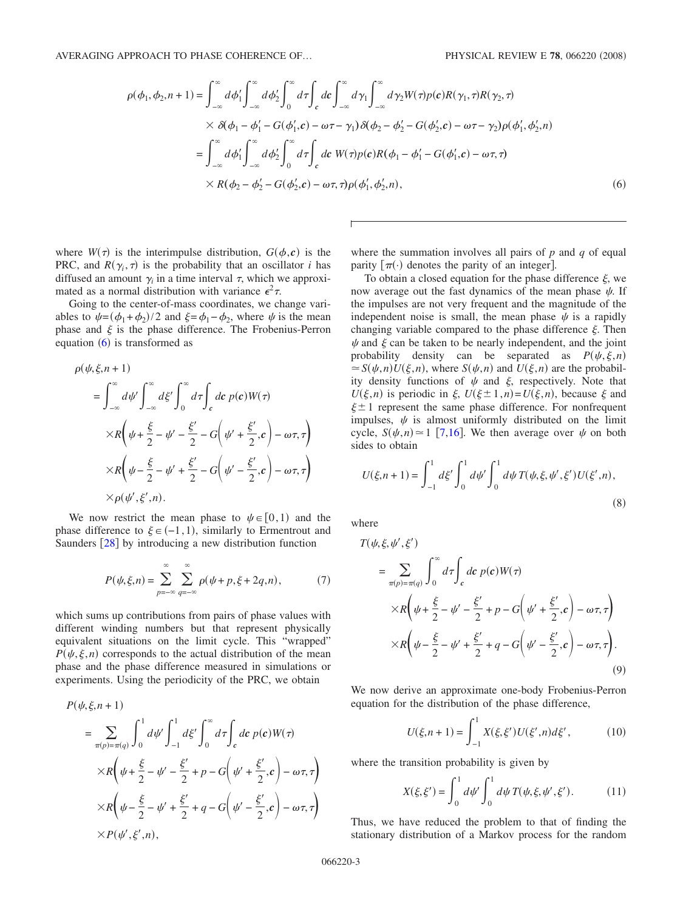$$\rho(\phi_1,\phi_2,n+1) = \int_{-\infty}^{\infty} d\phi_1' \int_{-\infty}^{\infty} d\phi_2' \int_0^{\infty} d\tau \int_{\boldsymbol{c}} d\boldsymbol{c} \int_{-\infty}^{\infty} d\gamma_1 \int_{-\infty}^{\infty} d\gamma_2 W(\tau) p(\boldsymbol{c}) R(\gamma_1,\tau) R(\gamma_2,\tau)$$
$$\times \delta(\phi_1 - \phi_1' - G(\phi_1',\boldsymbol{c}) - \omega\tau - \gamma_1)\delta(\phi_2 - \phi_2' - G(\phi_2',\boldsymbol{c}) - \omega\tau - \gamma_2)\rho(\phi_1',\phi_2',n)$$
$$= \int_{-\infty}^{\infty} d\phi_1' \int_{-\infty}^{\infty} d\phi_2' \int_0^{\infty} d\tau \int_{\boldsymbol{c}} d\boldsymbol{c}\, W(\tau) p(\boldsymbol{c}) R(\phi_1 - \phi_1' - G(\phi_1',\boldsymbol{c}) - \omega\tau,\tau)$$
$$\times R(\phi_2 - \phi_2' - G(\phi_2',\boldsymbol{c}) - \omega\tau,\tau)\rho(\phi_1',\phi_2',n), \tag{6}$$

where $W(\tau)$ is the interimpulse distribution, $G(\phi,\boldsymbol{c})$ is the PRC, and $R(\gamma_i,\tau)$ is the probability that an oscillator $i$ has diffused an amount $\gamma_i$ in a time interval $\tau$, which we approximated as a normal distribution with variance $\epsilon^2\tau$.

Going to the center-of-mass coordinates, we change variables to $\psi=(\phi_1+\phi_2)/2$ and $\xi=\phi_1-\phi_2$, where $\psi$ is the mean phase and $\xi$ is the phase difference. The Frobenius-Perron equation (6) is transformed as

$$\rho(\psi,\xi,n+1) = \int_{-\infty}^{\infty} d\psi' \int_{-\infty}^{\infty} d\xi' \int_0^{\infty} d\tau \int_{\boldsymbol{c}} d\boldsymbol{c}\, p(\boldsymbol{c}) W(\tau)$$
$$\times R\left(\psi + \frac{\xi}{2} - \psi' - \frac{\xi'}{2} - G\left(\psi' + \frac{\xi'}{2},\boldsymbol{c}\right) - \omega\tau,\tau\right)$$
$$\times R\left(\psi - \frac{\xi}{2} - \psi' + \frac{\xi'}{2} - G\left(\psi' - \frac{\xi'}{2},\boldsymbol{c}\right) - \omega\tau,\tau\right)$$
$$\times \rho(\psi',\xi',n).$$

We now restrict the mean phase to $\psi \in [0,1)$ and the phase difference to $\xi \in (-1,1)$, similarly to Ermentrout and Saunders [28] by introducing a new distribution function

$$P(\psi,\xi,n) = \sum_{p=-\infty}^{\infty} \sum_{q=-\infty}^{\infty} \rho(\psi+p,\xi+2q,n), \tag{7}$$

which sums up contributions from pairs of phase values with different winding numbers but that represent physically equivalent situations on the limit cycle. This "wrapped" $P(\psi,\xi,n)$ corresponds to the actual distribution of the mean phase and the phase difference measured in simulations or experiments. Using the periodicity of the PRC, we obtain

$$P(\psi,\xi,n+1) = \sum_{\pi(p)=\pi(q)} \int_0^1 d\psi' \int_{-1}^1 d\xi' \int_0^{\infty} d\tau \int_{\boldsymbol{c}} d\boldsymbol{c}\, p(\boldsymbol{c}) W(\tau)$$
$$\times R\left(\psi + \frac{\xi}{2} - \psi' - \frac{\xi'}{2} + p - G\left(\psi' + \frac{\xi'}{2},\boldsymbol{c}\right) - \omega\tau,\tau\right)$$
$$\times R\left(\psi - \frac{\xi}{2} - \psi' + \frac{\xi'}{2} + q - G\left(\psi' - \frac{\xi'}{2},\boldsymbol{c}\right) - \omega\tau,\tau\right)$$
$$\times P(\psi',\xi',n),$$

where the summation involves all pairs of $p$ and $q$ of equal parity [$\pi(\cdot)$ denotes the parity of an integer].

To obtain a closed equation for the phase difference $\xi$, we now average out the fast dynamics of the mean phase $\psi$. If the impulses are not very frequent and the magnitude of the independent noise is small, the mean phase $\psi$ is a rapidly changing variable compared to the phase difference $\xi$. Then $\psi$ and $\xi$ can be taken to be nearly independent, and the joint probability density can be separated as $P(\psi,\xi,n) \simeq S(\psi,n)U(\xi,n)$, where $S(\psi,n)$ and $U(\xi,n)$ are the probability density functions of $\psi$ and $\xi$, respectively. Note that $U(\xi,n)$ is periodic in $\xi$, $U(\xi\pm 1,n)=U(\xi,n)$, because $\xi$ and $\xi\pm 1$ represent the same phase difference. For nonfrequent impulses, $\psi$ is almost uniformly distributed on the limit cycle, $S(\psi,n)\simeq 1$ [7,16]. We then average over $\psi$ on both sides to obtain

$$U(\xi,n+1) = \int_{-1}^1 d\xi' \int_0^1 d\psi' \int_0^1 d\psi\, T(\psi,\xi,\psi',\xi')U(\xi',n), \tag{8}$$

where

$$T(\psi,\xi,\psi',\xi') = \sum_{\pi(p)=\pi(q)} \int_0^{\infty} d\tau \int_{\boldsymbol{c}} d\boldsymbol{c}\, p(\boldsymbol{c}) W(\tau)$$
$$\times R\left(\psi + \frac{\xi}{2} - \psi' - \frac{\xi'}{2} + p - G\left(\psi' + \frac{\xi'}{2},\boldsymbol{c}\right) - \omega\tau,\tau\right)$$
$$\times R\left(\psi - \frac{\xi}{2} - \psi' + \frac{\xi'}{2} + q - G\left(\psi' - \frac{\xi'}{2},\boldsymbol{c}\right) - \omega\tau,\tau\right). \tag{9}$$

We now derive an approximate one-body Frobenius-Perron equation for the distribution of the phase difference,

$$U(\xi,n+1) = \int_{-1}^1 X(\xi,\xi')U(\xi',n)d\xi', \tag{10}$$

where the transition probability is given by

$$X(\xi,\xi') = \int_0^1 d\psi' \int_0^1 d\psi\, T(\psi,\xi,\psi',\xi'). \tag{11}$$

Thus, we have reduced the problem to that of finding the stationary distribution of a Markov process for the random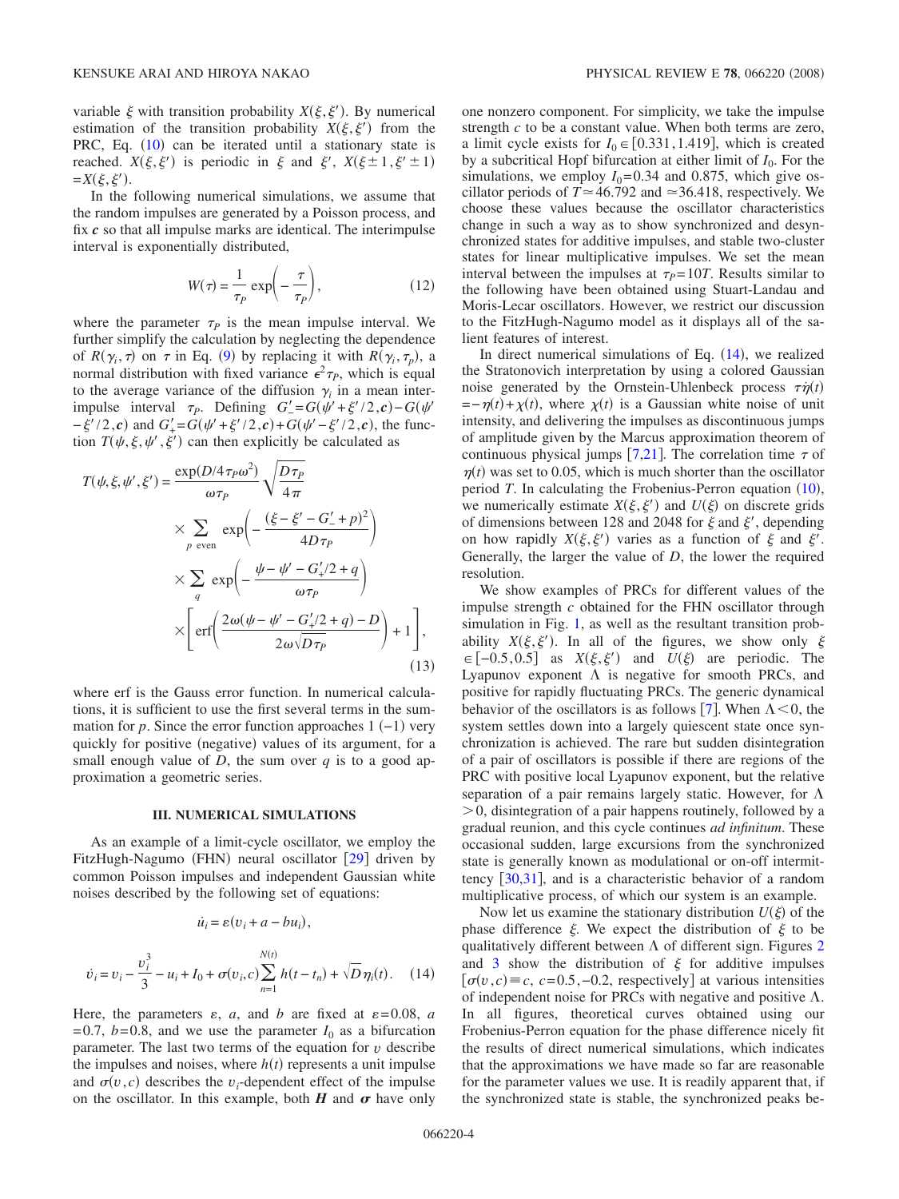variable $\xi$ with transition probability $X(\xi,\xi')$. By numerical estimation of the transition probability $X(\xi,\xi')$ from the PRC, Eq. (10) can be iterated until a stationary state is reached. $X(\xi,\xi')$ is periodic in $\xi$ and $\xi'$, $X(\xi\pm 1,\xi'\pm 1) = X(\xi,\xi')$.

In the following numerical simulations, we assume that the random impulses are generated by a Poisson process, and fix $\boldsymbol{c}$ so that all impulse marks are identical. The interimpulse interval is exponentially distributed,

$$W(\tau) = \frac{1}{\tau_P}\exp\left(-\frac{\tau}{\tau_P}\right), \tag{12}$$

where the parameter $\tau_P$ is the mean impulse interval. We further simplify the calculation by neglecting the dependence of $R(\gamma_i,\tau)$ on $\tau$ in Eq. (9) by replacing it with $R(\gamma_i,\tau_p)$, a normal distribution with fixed variance $\epsilon^2\tau_P$, which is equal to the average variance of the diffusion $\gamma_i$ in a mean interimpulse interval $\tau_P$. Defining $G'_- = G(\psi'+\xi'/2,\boldsymbol{c}) - G(\psi'-\xi'/2,\boldsymbol{c})$ and $G'_+ = G(\psi'+\xi'/2,\boldsymbol{c}) + G(\psi'-\xi'/2,\boldsymbol{c})$, the function $T(\psi,\xi,\psi',\xi')$ can then explicitly be calculated as

$$\begin{aligned}
T(\psi,\xi,\psi',\xi') = {} & \frac{\exp(D/4\tau_P\omega^2)}{\omega\tau_P}\sqrt{\frac{D\tau_P}{4\pi}} \\
& \times \sum_{p\ \text{even}} \exp\left(-\frac{(\xi-\xi'-G'_- + p)^2}{4D\tau_P}\right) \\
& \times \sum_q \exp\left(-\frac{\psi-\psi'-G'_+/2+q}{\omega\tau_P}\right) \\
& \times \left[\operatorname{erf}\left(\frac{2\omega(\psi-\psi'-G'_+/2+q)-D}{2\omega\sqrt{D\tau_P}}\right)+1\right],
\end{aligned} \tag{13}$$

where erf is the Gauss error function. In numerical calculations, it is sufficient to use the first several terms in the summation for $p$. Since the error function approaches 1 (−1) very quickly for positive (negative) values of its argument, for a small enough value of $D$, the sum over $q$ is to a good approximation a geometric series.

## III. NUMERICAL SIMULATIONS

As an example of a limit-cycle oscillator, we employ the FitzHugh-Nagumo (FHN) neural oscillator [29] driven by common Poisson impulses and independent Gaussian white noises described by the following set of equations:

$$\dot{u}_i = \varepsilon(v_i + a - bu_i),$$

$$\dot{v}_i = v_i - \frac{v_i^3}{3} - u_i + I_0 + \sigma(v_i,c)\sum_{n=1}^{N(t)} h(t-t_n) + \sqrt{D}\eta_i(t). \tag{14}$$

Here, the parameters $\varepsilon$, $a$, and $b$ are fixed at $\varepsilon=0.08$, $a=0.7$, $b=0.8$, and we use the parameter $I_0$ as a bifurcation parameter. The last two terms of the equation for $v$ describe the impulses and noises, where $h(t)$ represents a unit impulse and $\sigma(v,c)$ describes the $v_i$-dependent effect of the impulse on the oscillator. In this example, both $\boldsymbol{H}$ and $\boldsymbol{\sigma}$ have only one nonzero component. For simplicity, we take the impulse strength $c$ to be a constant value. When both terms are zero, a limit cycle exists for $I_0 \in [0.331, 1.419]$, which is created by a subcritical Hopf bifurcation at either limit of $I_0$. For the simulations, we employ $I_0=0.34$ and $0.875$, which give oscillator periods of $T\simeq 46.792$ and $\simeq 36.418$, respectively. We choose these values because the oscillator characteristics change in such a way as to show synchronized and desynchronized states for additive impulses, and stable two-cluster states for linear multiplicative impulses. We set the mean interval between the impulses at $\tau_P=10T$. Results similar to the following have been obtained using Stuart-Landau and Moris-Lecar oscillators. However, we restrict our discussion to the FitzHugh-Nagumo model as it displays all of the salient features of interest.

In direct numerical simulations of Eq. (14), we realized the Stratonovich interpretation by using a colored Gaussian noise generated by the Ornstein-Uhlenbeck process $\tau\dot{\eta}(t) = -\eta(t)+\chi(t)$, where $\chi(t)$ is a Gaussian white noise of unit intensity, and delivering the impulses as discontinuous jumps of amplitude given by the Marcus approximation theorem of continuous physical jumps [7,21]. The correlation time $\tau$ of $\eta(t)$ was set to 0.05, which is much shorter than the oscillator period $T$. In calculating the Frobenius-Perron equation (10), we numerically estimate $X(\xi,\xi')$ and $U(\xi)$ on discrete grids of dimensions between 128 and 2048 for $\xi$ and $\xi'$, depending on how rapidly $X(\xi,\xi')$ varies as a function of $\xi$ and $\xi'$. Generally, the larger the value of $D$, the lower the required resolution.

We show examples of PRCs for different values of the impulse strength $c$ obtained for the FHN oscillator through simulation in Fig. 1, as well as the resultant transition probability $X(\xi,\xi')$. In all of the figures, we show only $\xi \in [-0.5, 0.5]$ as $X(\xi,\xi')$ and $U(\xi)$ are periodic. The Lyapunov exponent $\Lambda$ is negative for smooth PRCs, and positive for rapidly fluctuating PRCs. The generic dynamical behavior of the oscillators is as follows [7]. When $\Lambda<0$, the system settles down into a largely quiescent state once synchronization is achieved. The rare but sudden disintegration of a pair of oscillators is possible if there are regions of the PRC with positive local Lyapunov exponent, but the relative separation of a pair remains largely static. However, for $\Lambda > 0$, disintegration of a pair happens routinely, followed by a gradual reunion, and this cycle continues *ad infinitum*. These occasional sudden, large excursions from the synchronized state is generally known as modulational or on-off intermittency [30,31], and is a characteristic behavior of a random multiplicative process, of which our system is an example.

Now let us examine the stationary distribution $U(\xi)$ of the phase difference $\xi$. We expect the distribution of $\xi$ to be qualitatively different between $\Lambda$ of different sign. Figures 2 and 3 show the distribution of $\xi$ for additive impulses $[\sigma(v,c)\equiv c,\ c=0.5,-0.2$, respectively$]$ at various intensities of independent noise for PRCs with negative and positive $\Lambda$. In all figures, theoretical curves obtained using our Frobenius-Perron equation for the phase difference nicely fit the results of direct numerical simulations, which indicates that the approximations we have made so far are reasonable for the parameter values we use. It is readily apparent that, if the synchronized state is stable, the synchronized peaks be-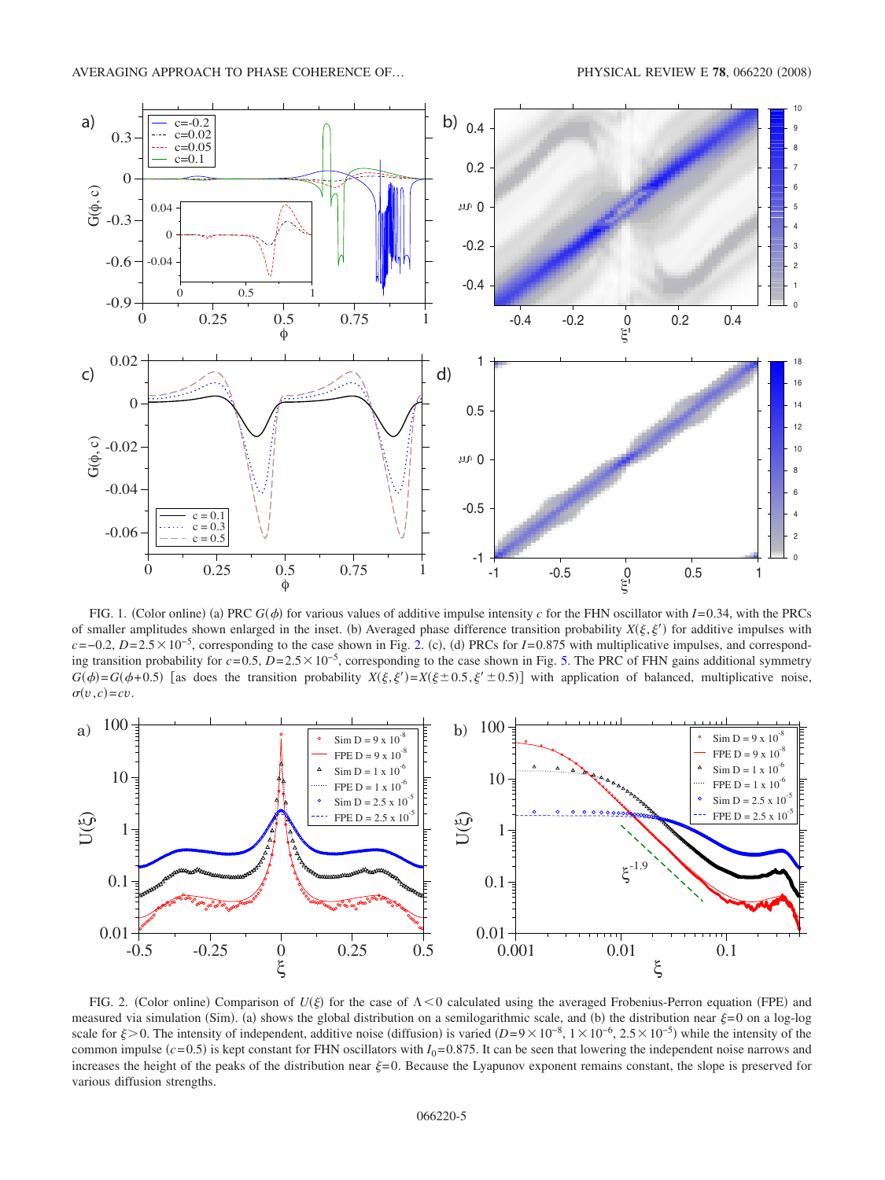FIG. 1. (Color online) (a) PRC $G(\phi)$ for various values of additive impulse intensity $c$ for the FHN oscillator with $I=0.34$, with the PRCs of smaller amplitudes shown enlarged in the inset. (b) Averaged phase difference transition probability $X(\xi,\xi')$ for additive impulses with $c=-0.2$, $D=2.5\times10^{-5}$, corresponding to the case shown in Fig. 2. (c), (d) PRCs for $I=0.875$ with multiplicative impulses, and corresponding transition probability for $c=0.5$, $D=2.5\times10^{-5}$, corresponding to the case shown in Fig. 5. The PRC of FHN gains additional symmetry $G(\phi)=G(\phi+0.5)$ [as does the transition probability $X(\xi,\xi')=X(\xi\pm0.5,\xi'\pm0.5)$] with application of balanced, multiplicative noise, $\sigma(v,c)=cv$.

FIG. 2. (Color online) Comparison of $U(\xi)$ for the case of $\Lambda<0$ calculated using the averaged Frobenius-Perron equation (FPE) and measured via simulation (Sim). (a) shows the global distribution on a semilogarithmic scale, and (b) the distribution near $\xi=0$ on a log-log scale for $\xi>0$. The intensity of independent, additive noise (diffusion) is varied ($D=9\times10^{-8}$, $1\times10^{-6}$, $2.5\times10^{-5}$) while the intensity of the common impulse ($c=0.5$) is kept constant for FHN oscillators with $I_0=0.875$. It can be seen that lowering the independent noise narrows and increases the height of the peaks of the distribution near $\xi=0$. Because the Lyapunov exponent remains constant, the slope is preserved for various diffusion strengths.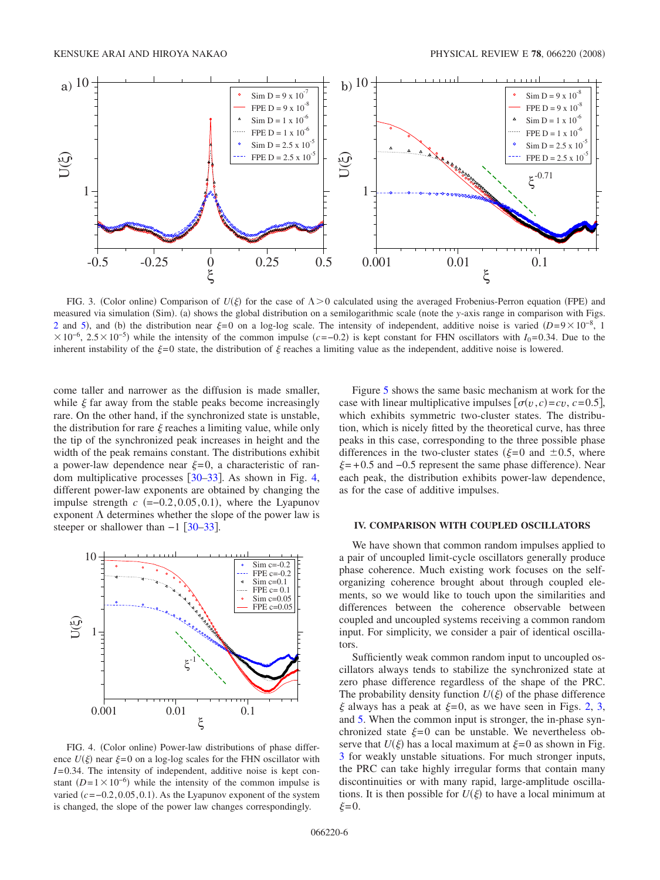FIG. 3. (Color online) Comparison of $U(\xi)$ for the case of $\Lambda > 0$ calculated using the averaged Frobenius-Perron equation (FPE) and measured via simulation (Sim). (a) shows the global distribution on a semilogarithmic scale (note the $y$-axis range in comparison with Figs. 2 and 5), and (b) the distribution near $\xi=0$ on a log-log scale. The intensity of independent, additive noise is varied ($D=9\times10^{-8}$, $1\times10^{-6}$, $2.5\times10^{-5}$) while the intensity of the common impulse ($c=-0.2$) is kept constant for FHN oscillators with $I_0=0.34$. Due to the inherent instability of the $\xi=0$ state, the distribution of $\xi$ reaches a limiting value as the independent, additive noise is lowered.

come taller and narrower as the diffusion is made smaller, while $\xi$ far away from the stable peaks become increasingly rare. On the other hand, if the synchronized state is unstable, the distribution for rare $\xi$ reaches a limiting value, while only the tip of the synchronized peak increases in height and the width of the peak remains constant. The distributions exhibit a power-law dependence near $\xi=0$, a characteristic of random multiplicative processes [30–33]. As shown in Fig. 4, different power-law exponents are obtained by changing the impulse strength $c$ $(=-0.2, 0.05, 0.1)$, where the Lyapunov exponent $\Lambda$ determines whether the slope of the power law is steeper or shallower than $-1$ [30–33].

FIG. 4. (Color online) Power-law distributions of phase difference $U(\xi)$ near $\xi=0$ on a log-log scales for the FHN oscillator with $I=0.34$. The intensity of independent, additive noise is kept constant ($D=1\times10^{-6}$) while the intensity of the common impulse is varied ($c=-0.2, 0.05, 0.1$). As the Lyapunov exponent of the system is changed, the slope of the power law changes correspondingly.

Figure 5 shows the same basic mechanism at work for the case with linear multiplicative impulses [$\sigma(v,c)=cv$, $c=0.5$], which exhibits symmetric two-cluster states. The distribution, which is nicely fitted by the theoretical curve, has three peaks in this case, corresponding to the three possible phase differences in the two-cluster states ($\xi=0$ and $\pm0.5$, where $\xi=+0.5$ and $-0.5$ represent the same phase difference). Near each peak, the distribution exhibits power-law dependence, as for the case of additive impulses.

## IV. COMPARISON WITH COUPLED OSCILLATORS

We have shown that common random impulses applied to a pair of uncoupled limit-cycle oscillators generally produce phase coherence. Much existing work focuses on the self-organizing coherence brought about through coupled elements, so we would like to touch upon the similarities and differences between the coherence observable between coupled and uncoupled systems receiving a common random input. For simplicity, we consider a pair of identical oscillators.

Sufficiently weak common random input to uncoupled oscillators always tends to stabilize the synchronized state at zero phase difference regardless of the shape of the PRC. The probability density function $U(\xi)$ of the phase difference $\xi$ always has a peak at $\xi=0$, as we have seen in Figs. 2, 3, and 5. When the common input is stronger, the in-phase synchronized state $\xi=0$ can be unstable. We nevertheless observe that $U(\xi)$ has a local maximum at $\xi=0$ as shown in Fig. 3 for weakly unstable situations. For much stronger inputs, the PRC can take highly irregular forms that contain many discontinuities or with many rapid, large-amplitude oscillations. It is then possible for $U(\xi)$ to have a local minimum at $\xi=0$.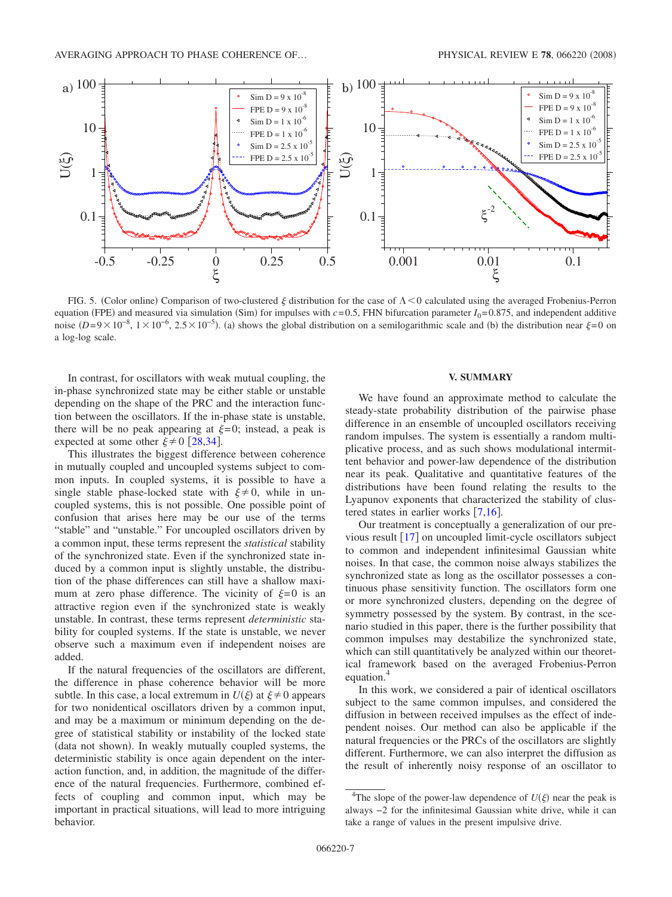FIG. 5. (Color online) Comparison of two-clustered $\xi$ distribution for the case of $\Lambda<0$ calculated using the averaged Frobenius-Perron equation (FPE) and measured via simulation (Sim) for impulses with $c=0.5$, FHN bifurcation parameter $I_0=0.875$, and independent additive noise ($D=9\times10^{-8}$, $1\times10^{-6}$, $2.5\times10^{-5}$). (a) shows the global distribution on a semilogarithmic scale and (b) the distribution near $\xi=0$ on a log-log scale.

In contrast, for oscillators with weak mutual coupling, the in-phase synchronized state may be either stable or unstable depending on the shape of the PRC and the interaction function between the oscillators. If the in-phase state is unstable, there will be no peak appearing at $\xi=0$; instead, a peak is expected at some other $\xi\neq0$ [28,34].

This illustrates the biggest difference between coherence in mutually coupled and uncoupled systems subject to common inputs. In coupled systems, it is possible to have a single stable phase-locked state with $\xi\neq0$, while in uncoupled systems, this is not possible. One possible point of confusion that arises here may be our use of the terms "stable" and "unstable." For uncoupled oscillators driven by a common input, these terms represent the *statistical* stability of the synchronized state. Even if the synchronized state induced by a common input is slightly unstable, the distribution of the phase differences can still have a shallow maximum at zero phase difference. The vicinity of $\xi=0$ is an attractive region even if the synchronized state is weakly unstable. In contrast, these terms represent *deterministic* stability for coupled systems. If the state is unstable, we never observe such a maximum even if independent noises are added.

If the natural frequencies of the oscillators are different, the difference in phase coherence behavior will be more subtle. In this case, a local extremum in $U(\xi)$ at $\xi\neq0$ appears for two nonidentical oscillators driven by a common input, and may be a maximum or minimum depending on the degree of statistical stability or instability of the locked state (data not shown). In weakly mutually coupled systems, the deterministic stability is once again dependent on the interaction function, and, in addition, the magnitude of the difference of the natural frequencies. Furthermore, combined effects of coupling and common input, which may be important in practical situations, will lead to more intriguing behavior.

## V. SUMMARY

We have found an approximate method to calculate the steady-state probability distribution of the pairwise phase difference in an ensemble of uncoupled oscillators receiving random impulses. The system is essentially a random multiplicative process, and as such shows modulational intermittent behavior and power-law dependence of the distribution near its peak. Qualitative and quantitative features of the distributions have been found relating the results to the Lyapunov exponents that characterized the stability of clustered states in earlier works [7,16].

Our treatment is conceptually a generalization of our previous result [17] on uncoupled limit-cycle oscillators subject to common and independent infinitesimal Gaussian white noises. In that case, the common noise always stabilizes the synchronized state as long as the oscillator possesses a continuous phase sensitivity function. The oscillators form one or more synchronized clusters, depending on the degree of symmetry possessed by the system. By contrast, in the scenario studied in this paper, there is the further possibility that common impulses may destabilize the synchronized state, which can still quantitatively be analyzed within our theoretical framework based on the averaged Frobenius-Perron equation.[4]

In this work, we considered a pair of identical oscillators subject to the same common impulses, and considered the diffusion in between received impulses as the effect of independent noises. Our method can also be applicable if the natural frequencies or the PRCs of the oscillators are slightly different. Furthermore, we can also interpret the diffusion as the result of inherently noisy response of an oscillator to

[4]The slope of the power-law dependence of $U(\xi)$ near the peak is always $-2$ for the infinitesimal Gaussian white drive, while it can take a range of values in the present impulsive drive.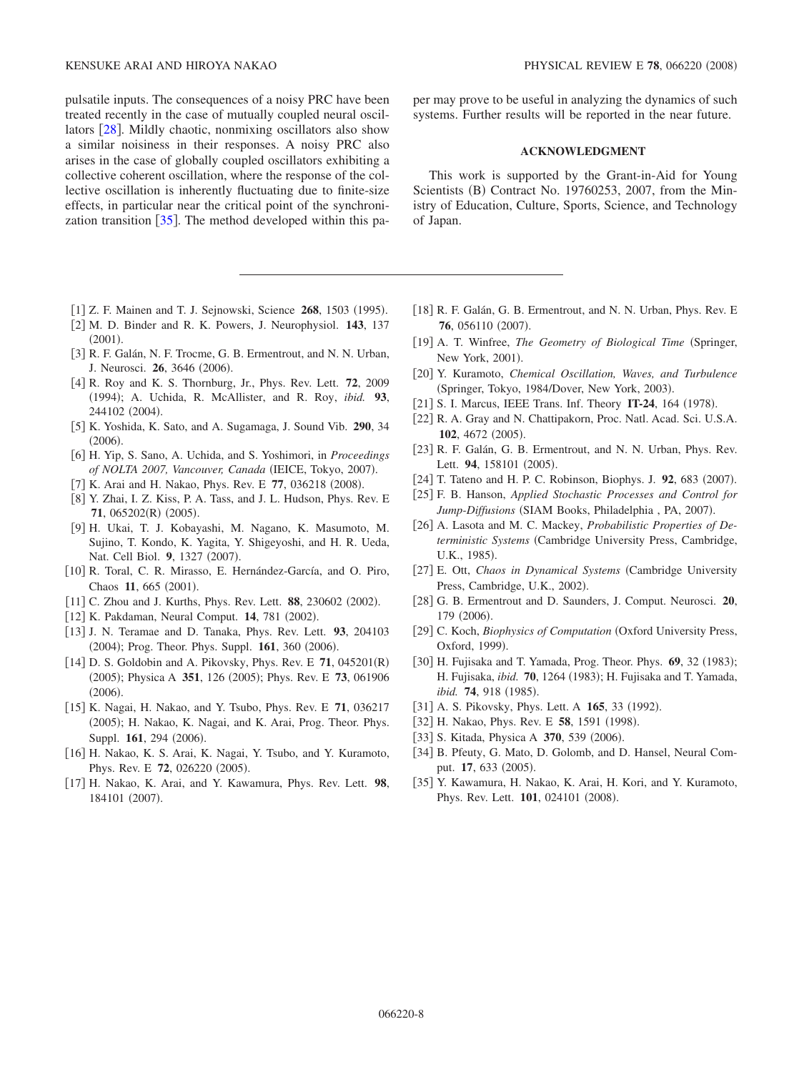pulsatile inputs. The consequences of a noisy PRC have been treated recently in the case of mutually coupled neural oscillators [28]. Mildly chaotic, nonmixing oscillators also show a similar noisiness in their responses. A noisy PRC also arises in the case of globally coupled oscillators exhibiting a collective coherent oscillation, where the response of the collective oscillation is inherently fluctuating due to finite-size effects, in particular near the critical point of the synchronization transition [35]. The method developed within this paper may prove to be useful in analyzing the dynamics of such systems. Further results will be reported in the near future.

## ACKNOWLEDGMENT

This work is supported by the Grant-in-Aid for Young Scientists (B) Contract No. 19760253, 2007, from the Ministry of Education, Culture, Sports, Science, and Technology of Japan.

---

[1] Z. F. Mainen and T. J. Sejnowski, Science **268**, 1503 (1995).

[2] M. D. Binder and R. K. Powers, J. Neurophysiol. **143**, 137 (2001).

[3] R. F. Galán, N. F. Trocme, G. B. Ermentrout, and N. N. Urban, J. Neurosci. **26**, 3646 (2006).

[4] R. Roy and K. S. Thornburg, Jr., Phys. Rev. Lett. **72**, 2009 (1994); A. Uchida, R. McAllister, and R. Roy, *ibid.* **93**, 244102 (2004).

[5] K. Yoshida, K. Sato, and A. Sugamaga, J. Sound Vib. **290**, 34 (2006).

[6] H. Yip, S. Sano, A. Uchida, and S. Yoshimori, in *Proceedings of NOLTA 2007, Vancouver, Canada* (IEICE, Tokyo, 2007).

[7] K. Arai and H. Nakao, Phys. Rev. E **77**, 036218 (2008).

[8] Y. Zhai, I. Z. Kiss, P. A. Tass, and J. L. Hudson, Phys. Rev. E **71**, 065202(R) (2005).

[9] H. Ukai, T. J. Kobayashi, M. Nagano, K. Masumoto, M. Sujino, T. Kondo, K. Yagita, Y. Shigeyoshi, and H. R. Ueda, Nat. Cell Biol. **9**, 1327 (2007).

[10] R. Toral, C. R. Mirasso, E. Hernández-García, and O. Piro, Chaos **11**, 665 (2001).

[11] C. Zhou and J. Kurths, Phys. Rev. Lett. **88**, 230602 (2002).

[12] K. Pakdaman, Neural Comput. **14**, 781 (2002).

[13] J. N. Teramae and D. Tanaka, Phys. Rev. Lett. **93**, 204103 (2004); Prog. Theor. Phys. Suppl. **161**, 360 (2006).

[14] D. S. Goldobin and A. Pikovsky, Phys. Rev. E **71**, 045201(R) (2005); Physica A **351**, 126 (2005); Phys. Rev. E **73**, 061906 (2006).

[15] K. Nagai, H. Nakao, and Y. Tsubo, Phys. Rev. E **71**, 036217 (2005); H. Nakao, K. Nagai, and K. Arai, Prog. Theor. Phys. Suppl. **161**, 294 (2006).

[16] H. Nakao, K. S. Arai, K. Nagai, Y. Tsubo, and Y. Kuramoto, Phys. Rev. E **72**, 026220 (2005).

[17] H. Nakao, K. Arai, and Y. Kawamura, Phys. Rev. Lett. **98**, 184101 (2007).

[18] R. F. Galán, G. B. Ermentrout, and N. N. Urban, Phys. Rev. E **76**, 056110 (2007).

[19] A. T. Winfree, *The Geometry of Biological Time* (Springer, New York, 2001).

[20] Y. Kuramoto, *Chemical Oscillation, Waves, and Turbulence* (Springer, Tokyo, 1984/Dover, New York, 2003).

[21] S. I. Marcus, IEEE Trans. Inf. Theory **IT-24**, 164 (1978).

[22] R. A. Gray and N. Chattipakorn, Proc. Natl. Acad. Sci. U.S.A. **102**, 4672 (2005).

[23] R. F. Galán, G. B. Ermentrout, and N. N. Urban, Phys. Rev. Lett. **94**, 158101 (2005).

[24] T. Tateno and H. P. C. Robinson, Biophys. J. **92**, 683 (2007).

[25] F. B. Hanson, *Applied Stochastic Processes and Control for Jump-Diffusions* (SIAM Books, Philadelphia , PA, 2007).

[26] A. Lasota and M. C. Mackey, *Probabilistic Properties of Deterministic Systems* (Cambridge University Press, Cambridge, U.K., 1985).

[27] E. Ott, *Chaos in Dynamical Systems* (Cambridge University Press, Cambridge, U.K., 2002).

[28] G. B. Ermentrout and D. Saunders, J. Comput. Neurosci. **20**, 179 (2006).

[29] C. Koch, *Biophysics of Computation* (Oxford University Press, Oxford, 1999).

[30] H. Fujisaka and T. Yamada, Prog. Theor. Phys. **69**, 32 (1983); H. Fujisaka, *ibid.* **70**, 1264 (1983); H. Fujisaka and T. Yamada, *ibid.* **74**, 918 (1985).

[31] A. S. Pikovsky, Phys. Lett. A **165**, 33 (1992).

[32] H. Nakao, Phys. Rev. E **58**, 1591 (1998).

[33] S. Kitada, Physica A **370**, 539 (2006).

[34] B. Pfeuty, G. Mato, D. Golomb, and D. Hansel, Neural Comput. **17**, 633 (2005).

[35] Y. Kawamura, H. Nakao, K. Arai, H. Kori, and Y. Kuramoto, Phys. Rev. Lett. **101**, 024101 (2008).